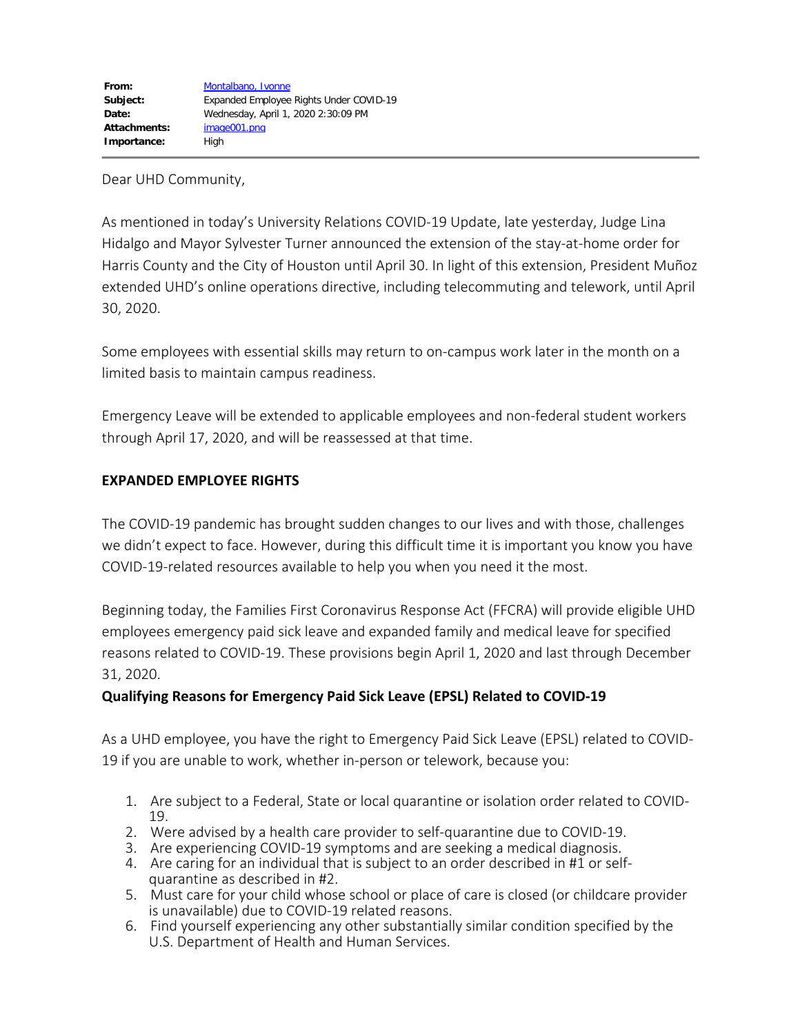| | |
|---|---|
| **From:** | Montalbano, Ivonne |
| **Subject:** | Expanded Employee Rights Under COVID-19 |
| **Date:** | Wednesday, April 1, 2020 2:30:09 PM |
| **Attachments:** | image001.png |
| **Importance:** | High |

Dear UHD Community,

As mentioned in today's University Relations COVID-19 Update, late yesterday, Judge Lina Hidalgo and Mayor Sylvester Turner announced the extension of the stay-at-home order for Harris County and the City of Houston until April 30. In light of this extension, President Muñoz extended UHD's online operations directive, including telecommuting and telework, until April 30, 2020.

Some employees with essential skills may return to on-campus work later in the month on a limited basis to maintain campus readiness.

Emergency Leave will be extended to applicable employees and non-federal student workers through April 17, 2020, and will be reassessed at that time.

**EXPANDED EMPLOYEE RIGHTS**

The COVID-19 pandemic has brought sudden changes to our lives and with those, challenges we didn't expect to face. However, during this difficult time it is important you know you have COVID-19-related resources available to help you when you need it the most.

Beginning today, the Families First Coronavirus Response Act (FFCRA) will provide eligible UHD employees emergency paid sick leave and expanded family and medical leave for specified reasons related to COVID-19. These provisions begin April 1, 2020 and last through December 31, 2020.

**Qualifying Reasons for Emergency Paid Sick Leave (EPSL) Related to COVID-19**

As a UHD employee, you have the right to Emergency Paid Sick Leave (EPSL) related to COVID-19 if you are unable to work, whether in-person or telework, because you:

1. Are subject to a Federal, State or local quarantine or isolation order related to COVID-19.
2. Were advised by a health care provider to self-quarantine due to COVID-19.
3. Are experiencing COVID-19 symptoms and are seeking a medical diagnosis.
4. Are caring for an individual that is subject to an order described in #1 or self-quarantine as described in #2.
5. Must care for your child whose school or place of care is closed (or childcare provider is unavailable) due to COVID-19 related reasons.
6. Find yourself experiencing any other substantially similar condition specified by the U.S. Department of Health and Human Services.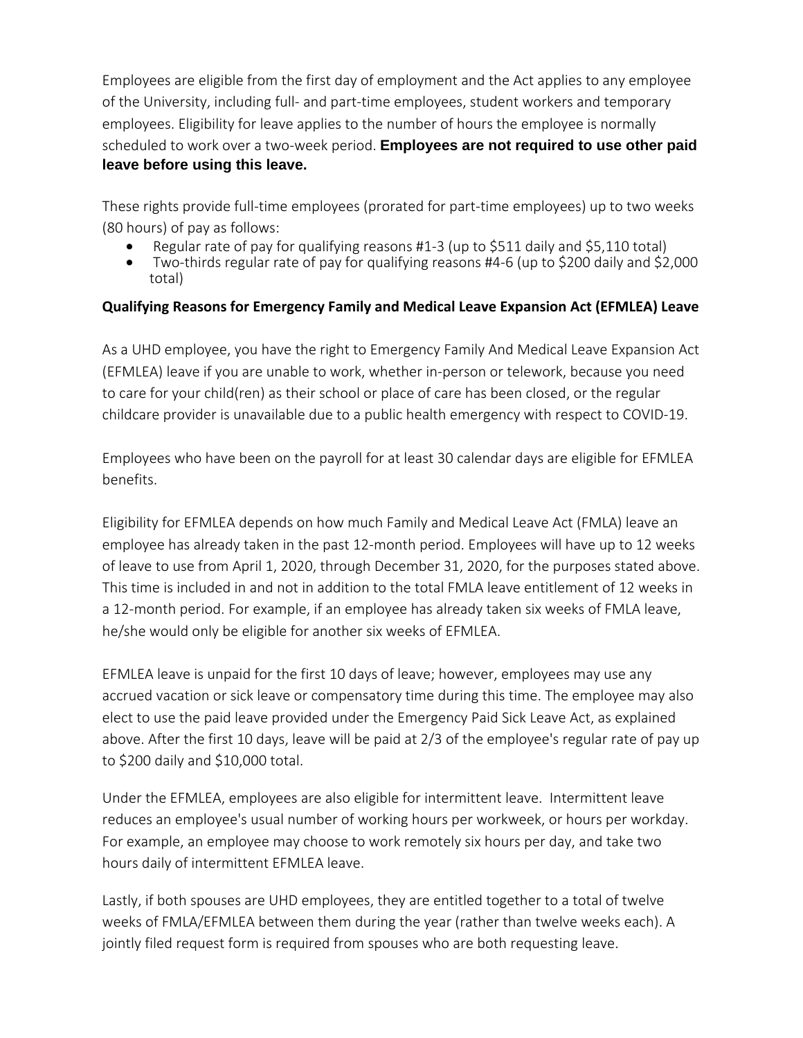Employees are eligible from the first day of employment and the Act applies to any employee of the University, including full- and part-time employees, student workers and temporary employees. Eligibility for leave applies to the number of hours the employee is normally scheduled to work over a two-week period. **Employees are not required to use other paid leave before using this leave.**

These rights provide full-time employees (prorated for part-time employees) up to two weeks (80 hours) of pay as follows:

- Regular rate of pay for qualifying reasons #1-3 (up to $511 daily and $5,110 total)
- Two-thirds regular rate of pay for qualifying reasons #4-6 (up to $200 daily and $2,000 total)

**Qualifying Reasons for Emergency Family and Medical Leave Expansion Act (EFMLEA) Leave**

As a UHD employee, you have the right to Emergency Family And Medical Leave Expansion Act (EFMLEA) leave if you are unable to work, whether in-person or telework, because you need to care for your child(ren) as their school or place of care has been closed, or the regular childcare provider is unavailable due to a public health emergency with respect to COVID-19.

Employees who have been on the payroll for at least 30 calendar days are eligible for EFMLEA benefits.

Eligibility for EFMLEA depends on how much Family and Medical Leave Act (FMLA) leave an employee has already taken in the past 12-month period. Employees will have up to 12 weeks of leave to use from April 1, 2020, through December 31, 2020, for the purposes stated above. This time is included in and not in addition to the total FMLA leave entitlement of 12 weeks in a 12-month period. For example, if an employee has already taken six weeks of FMLA leave, he/she would only be eligible for another six weeks of EFMLEA.

EFMLEA leave is unpaid for the first 10 days of leave; however, employees may use any accrued vacation or sick leave or compensatory time during this time. The employee may also elect to use the paid leave provided under the Emergency Paid Sick Leave Act, as explained above. After the first 10 days, leave will be paid at 2/3 of the employee's regular rate of pay up to $200 daily and $10,000 total.

Under the EFMLEA, employees are also eligible for intermittent leave. Intermittent leave reduces an employee's usual number of working hours per workweek, or hours per workday. For example, an employee may choose to work remotely six hours per day, and take two hours daily of intermittent EFMLEA leave.

Lastly, if both spouses are UHD employees, they are entitled together to a total of twelve weeks of FMLA/EFMLEA between them during the year (rather than twelve weeks each). A jointly filed request form is required from spouses who are both requesting leave.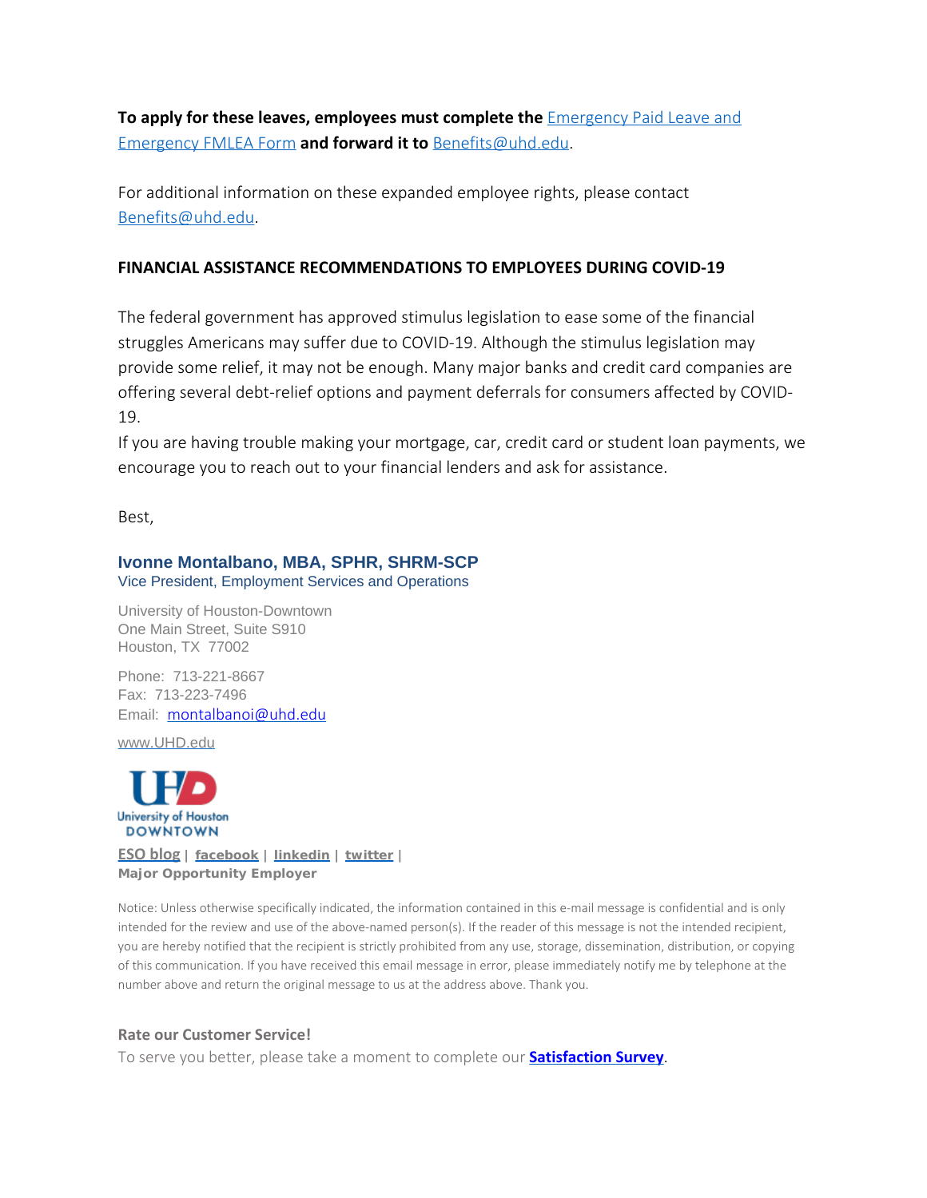**To apply for these leaves, employees must complete the** Emergency Paid Leave and Emergency FMLEA Form **and forward it to** Benefits@uhd.edu.

For additional information on these expanded employee rights, please contact Benefits@uhd.edu.

**FINANCIAL ASSISTANCE RECOMMENDATIONS TO EMPLOYEES DURING COVID-19**

The federal government has approved stimulus legislation to ease some of the financial struggles Americans may suffer due to COVID-19. Although the stimulus legislation may provide some relief, it may not be enough. Many major banks and credit card companies are offering several debt-relief options and payment deferrals for consumers affected by COVID-19.

If you are having trouble making your mortgage, car, credit card or student loan payments, we encourage you to reach out to your financial lenders and ask for assistance.

Best,

**Ivonne Montalbano, MBA, SPHR, SHRM-SCP**
Vice President, Employment Services and Operations

University of Houston-Downtown
One Main Street, Suite S910
Houston, TX 77002

Phone: 713-221-8667
Fax: 713-223-7496
Email: montalbanoi@uhd.edu

www.UHD.edu

University of Houston DOWNTOWN

ESO blog | facebook | linkedin | twitter |
**Major Opportunity Employer**

Notice: Unless otherwise specifically indicated, the information contained in this e-mail message is confidential and is only intended for the review and use of the above-named person(s). If the reader of this message is not the intended recipient, you are hereby notified that the recipient is strictly prohibited from any use, storage, dissemination, distribution, or copying of this communication. If you have received this email message in error, please immediately notify me by telephone at the number above and return the original message to us at the address above. Thank you.

**Rate our Customer Service!**
To serve you better, please take a moment to complete our **Satisfaction Survey**.